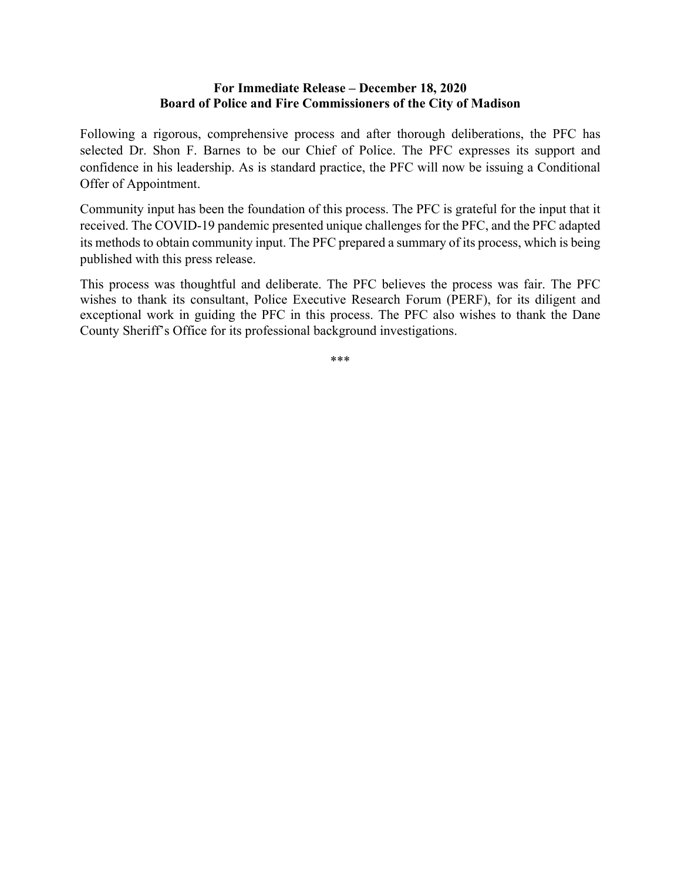**For Immediate Release – December 18, 2020**
**Board of Police and Fire Commissioners of the City of Madison**

Following a rigorous, comprehensive process and after thorough deliberations, the PFC has selected Dr. Shon F. Barnes to be our Chief of Police. The PFC expresses its support and confidence in his leadership. As is standard practice, the PFC will now be issuing a Conditional Offer of Appointment.

Community input has been the foundation of this process. The PFC is grateful for the input that it received. The COVID-19 pandemic presented unique challenges for the PFC, and the PFC adapted its methods to obtain community input. The PFC prepared a summary of its process, which is being published with this press release.

This process was thoughtful and deliberate. The PFC believes the process was fair. The PFC wishes to thank its consultant, Police Executive Research Forum (PERF), for its diligent and exceptional work in guiding the PFC in this process. The PFC also wishes to thank the Dane County Sheriff's Office for its professional background investigations.

***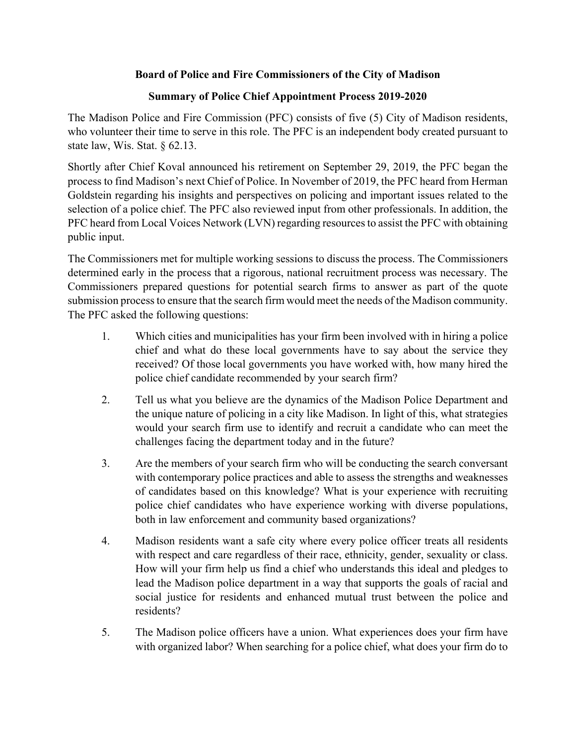**Board of Police and Fire Commissioners of the City of Madison**

**Summary of Police Chief Appointment Process 2019-2020**

The Madison Police and Fire Commission (PFC) consists of five (5) City of Madison residents, who volunteer their time to serve in this role. The PFC is an independent body created pursuant to state law, Wis. Stat. § 62.13.

Shortly after Chief Koval announced his retirement on September 29, 2019, the PFC began the process to find Madison's next Chief of Police. In November of 2019, the PFC heard from Herman Goldstein regarding his insights and perspectives on policing and important issues related to the selection of a police chief. The PFC also reviewed input from other professionals. In addition, the PFC heard from Local Voices Network (LVN) regarding resources to assist the PFC with obtaining public input.

The Commissioners met for multiple working sessions to discuss the process. The Commissioners determined early in the process that a rigorous, national recruitment process was necessary. The Commissioners prepared questions for potential search firms to answer as part of the quote submission process to ensure that the search firm would meet the needs of the Madison community. The PFC asked the following questions:

1. Which cities and municipalities has your firm been involved with in hiring a police chief and what do these local governments have to say about the service they received? Of those local governments you have worked with, how many hired the police chief candidate recommended by your search firm?

2. Tell us what you believe are the dynamics of the Madison Police Department and the unique nature of policing in a city like Madison. In light of this, what strategies would your search firm use to identify and recruit a candidate who can meet the challenges facing the department today and in the future?

3. Are the members of your search firm who will be conducting the search conversant with contemporary police practices and able to assess the strengths and weaknesses of candidates based on this knowledge? What is your experience with recruiting police chief candidates who have experience working with diverse populations, both in law enforcement and community based organizations?

4. Madison residents want a safe city where every police officer treats all residents with respect and care regardless of their race, ethnicity, gender, sexuality or class. How will your firm help us find a chief who understands this ideal and pledges to lead the Madison police department in a way that supports the goals of racial and social justice for residents and enhanced mutual trust between the police and residents?

5. The Madison police officers have a union. What experiences does your firm have with organized labor? When searching for a police chief, what does your firm do to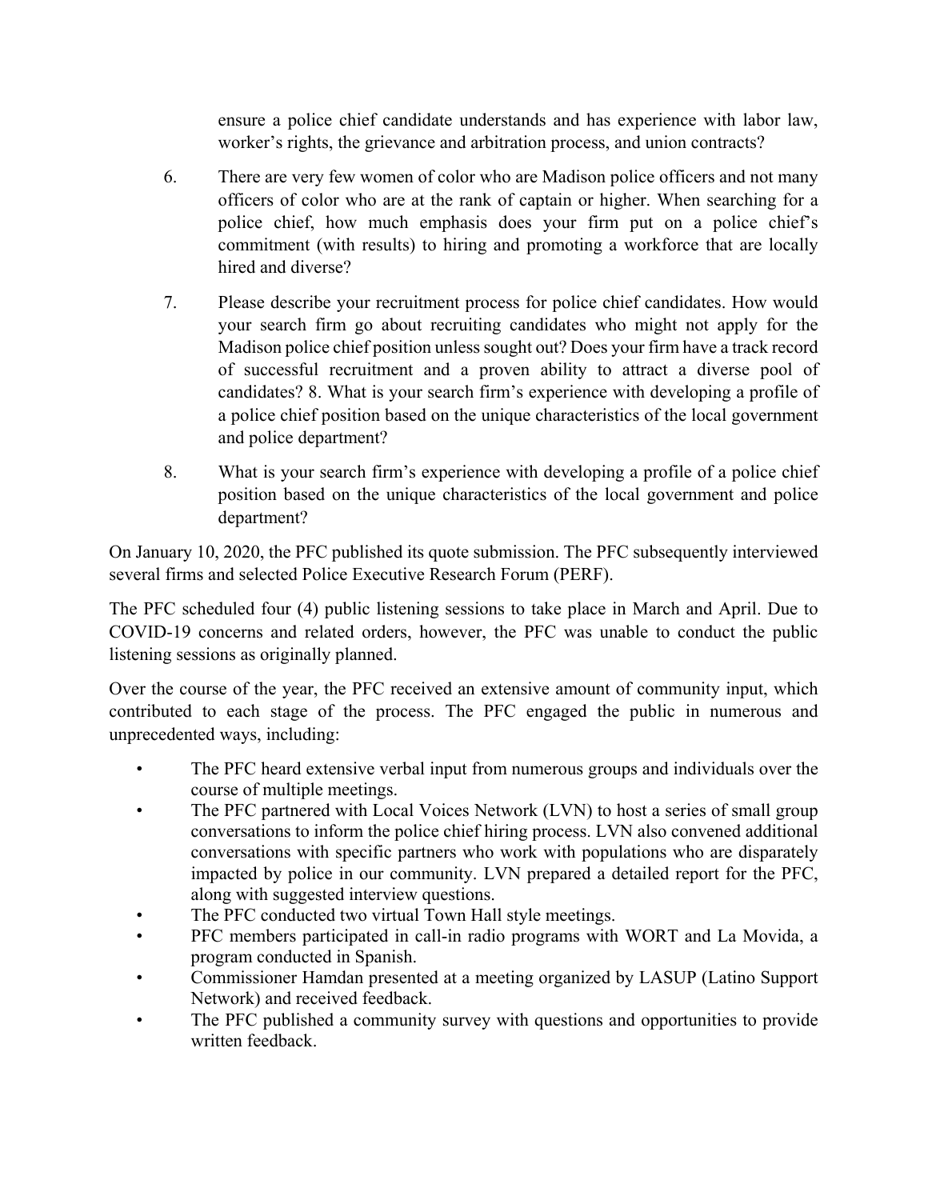ensure a police chief candidate understands and has experience with labor law, worker's rights, the grievance and arbitration process, and union contracts?

6. There are very few women of color who are Madison police officers and not many officers of color who are at the rank of captain or higher. When searching for a police chief, how much emphasis does your firm put on a police chief's commitment (with results) to hiring and promoting a workforce that are locally hired and diverse?

7. Please describe your recruitment process for police chief candidates. How would your search firm go about recruiting candidates who might not apply for the Madison police chief position unless sought out? Does your firm have a track record of successful recruitment and a proven ability to attract a diverse pool of candidates? 8. What is your search firm's experience with developing a profile of a police chief position based on the unique characteristics of the local government and police department?

8. What is your search firm's experience with developing a profile of a police chief position based on the unique characteristics of the local government and police department?

On January 10, 2020, the PFC published its quote submission. The PFC subsequently interviewed several firms and selected Police Executive Research Forum (PERF).

The PFC scheduled four (4) public listening sessions to take place in March and April. Due to COVID-19 concerns and related orders, however, the PFC was unable to conduct the public listening sessions as originally planned.

Over the course of the year, the PFC received an extensive amount of community input, which contributed to each stage of the process. The PFC engaged the public in numerous and unprecedented ways, including:

- The PFC heard extensive verbal input from numerous groups and individuals over the course of multiple meetings.
- The PFC partnered with Local Voices Network (LVN) to host a series of small group conversations to inform the police chief hiring process. LVN also convened additional conversations with specific partners who work with populations who are disparately impacted by police in our community. LVN prepared a detailed report for the PFC, along with suggested interview questions.
- The PFC conducted two virtual Town Hall style meetings.
- PFC members participated in call-in radio programs with WORT and La Movida, a program conducted in Spanish.
- Commissioner Hamdan presented at a meeting organized by LASUP (Latino Support Network) and received feedback.
- The PFC published a community survey with questions and opportunities to provide written feedback.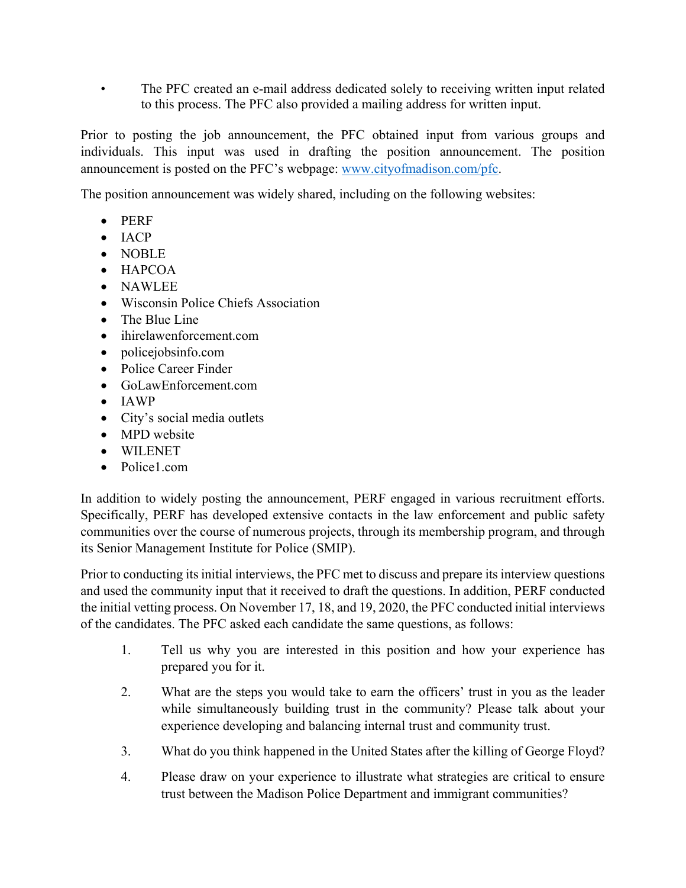- The PFC created an e-mail address dedicated solely to receiving written input related to this process. The PFC also provided a mailing address for written input.

Prior to posting the job announcement, the PFC obtained input from various groups and individuals. This input was used in drafting the position announcement. The position announcement is posted on the PFC's webpage: [www.cityofmadison.com/pfc](www.cityofmadison.com/pfc).

The position announcement was widely shared, including on the following websites:

- PERF
- IACP
- NOBLE
- HAPCOA
- NAWLEE
- Wisconsin Police Chiefs Association
- The Blue Line
- ihirelawenforcement.com
- policejobsinfo.com
- Police Career Finder
- GoLawEnforcement.com
- IAWP
- City's social media outlets
- MPD website
- WILENET
- Police1.com

In addition to widely posting the announcement, PERF engaged in various recruitment efforts. Specifically, PERF has developed extensive contacts in the law enforcement and public safety communities over the course of numerous projects, through its membership program, and through its Senior Management Institute for Police (SMIP).

Prior to conducting its initial interviews, the PFC met to discuss and prepare its interview questions and used the community input that it received to draft the questions. In addition, PERF conducted the initial vetting process. On November 17, 18, and 19, 2020, the PFC conducted initial interviews of the candidates. The PFC asked each candidate the same questions, as follows:

1. Tell us why you are interested in this position and how your experience has prepared you for it.
2. What are the steps you would take to earn the officers' trust in you as the leader while simultaneously building trust in the community? Please talk about your experience developing and balancing internal trust and community trust.
3. What do you think happened in the United States after the killing of George Floyd?
4. Please draw on your experience to illustrate what strategies are critical to ensure trust between the Madison Police Department and immigrant communities?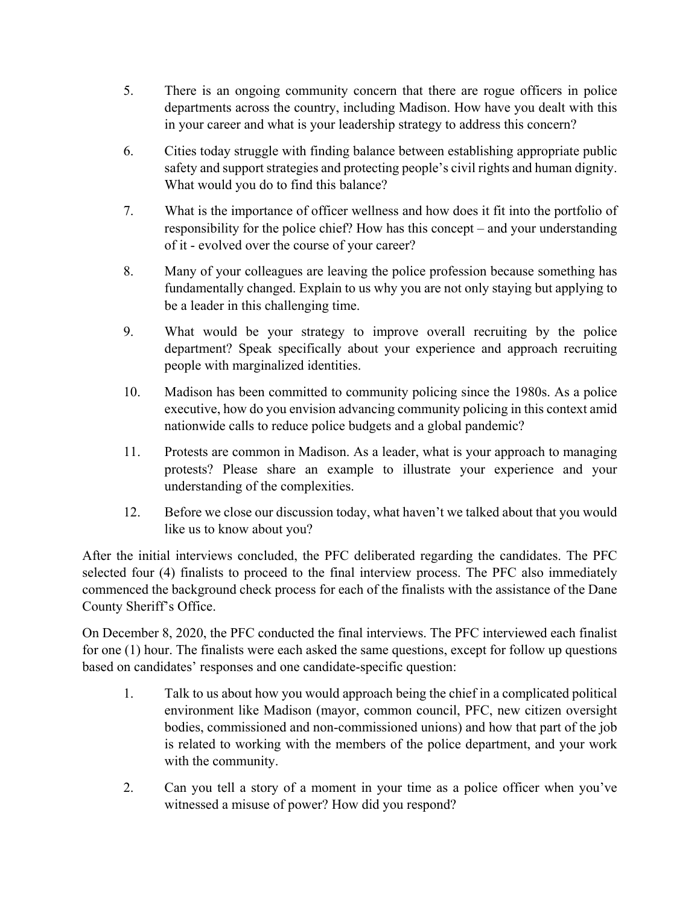5. There is an ongoing community concern that there are rogue officers in police departments across the country, including Madison. How have you dealt with this in your career and what is your leadership strategy to address this concern?

6. Cities today struggle with finding balance between establishing appropriate public safety and support strategies and protecting people's civil rights and human dignity. What would you do to find this balance?

7. What is the importance of officer wellness and how does it fit into the portfolio of responsibility for the police chief? How has this concept – and your understanding of it - evolved over the course of your career?

8. Many of your colleagues are leaving the police profession because something has fundamentally changed. Explain to us why you are not only staying but applying to be a leader in this challenging time.

9. What would be your strategy to improve overall recruiting by the police department? Speak specifically about your experience and approach recruiting people with marginalized identities.

10. Madison has been committed to community policing since the 1980s. As a police executive, how do you envision advancing community policing in this context amid nationwide calls to reduce police budgets and a global pandemic?

11. Protests are common in Madison. As a leader, what is your approach to managing protests? Please share an example to illustrate your experience and your understanding of the complexities.

12. Before we close our discussion today, what haven't we talked about that you would like us to know about you?

After the initial interviews concluded, the PFC deliberated regarding the candidates. The PFC selected four (4) finalists to proceed to the final interview process. The PFC also immediately commenced the background check process for each of the finalists with the assistance of the Dane County Sheriff's Office.

On December 8, 2020, the PFC conducted the final interviews. The PFC interviewed each finalist for one (1) hour. The finalists were each asked the same questions, except for follow up questions based on candidates' responses and one candidate-specific question:

1. Talk to us about how you would approach being the chief in a complicated political environment like Madison (mayor, common council, PFC, new citizen oversight bodies, commissioned and non-commissioned unions) and how that part of the job is related to working with the members of the police department, and your work with the community.

2. Can you tell a story of a moment in your time as a police officer when you've witnessed a misuse of power? How did you respond?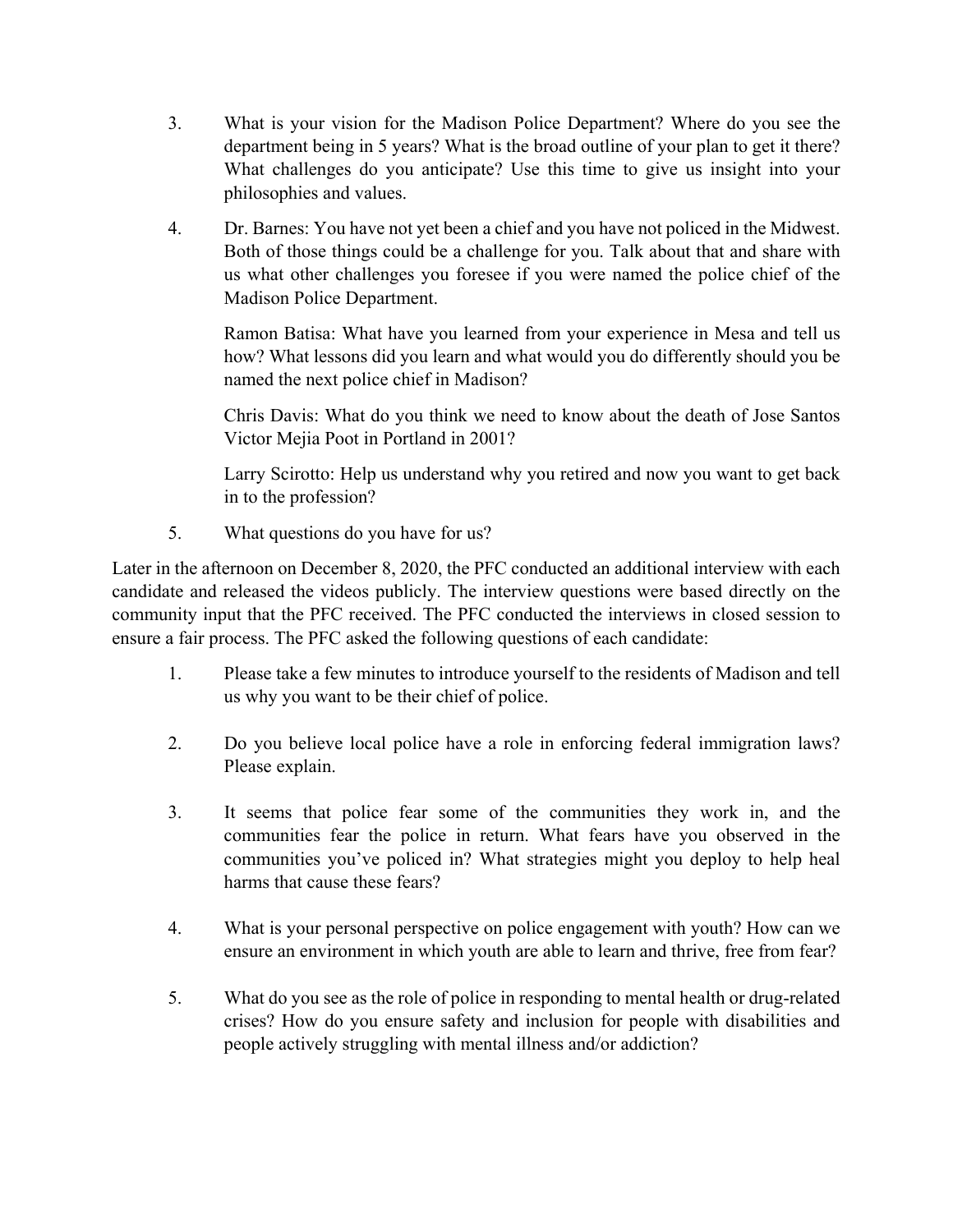3. What is your vision for the Madison Police Department? Where do you see the department being in 5 years? What is the broad outline of your plan to get it there? What challenges do you anticipate? Use this time to give us insight into your philosophies and values.

4. Dr. Barnes: You have not yet been a chief and you have not policed in the Midwest. Both of those things could be a challenge for you. Talk about that and share with us what other challenges you foresee if you were named the police chief of the Madison Police Department.

   Ramon Batisa: What have you learned from your experience in Mesa and tell us how? What lessons did you learn and what would you do differently should you be named the next police chief in Madison?

   Chris Davis: What do you think we need to know about the death of Jose Santos Victor Mejia Poot in Portland in 2001?

   Larry Scirotto: Help us understand why you retired and now you want to get back in to the profession?

5. What questions do you have for us?

Later in the afternoon on December 8, 2020, the PFC conducted an additional interview with each candidate and released the videos publicly. The interview questions were based directly on the community input that the PFC received. The PFC conducted the interviews in closed session to ensure a fair process. The PFC asked the following questions of each candidate:

1. Please take a few minutes to introduce yourself to the residents of Madison and tell us why you want to be their chief of police.

2. Do you believe local police have a role in enforcing federal immigration laws? Please explain.

3. It seems that police fear some of the communities they work in, and the communities fear the police in return. What fears have you observed in the communities you've policed in? What strategies might you deploy to help heal harms that cause these fears?

4. What is your personal perspective on police engagement with youth? How can we ensure an environment in which youth are able to learn and thrive, free from fear?

5. What do you see as the role of police in responding to mental health or drug-related crises? How do you ensure safety and inclusion for people with disabilities and people actively struggling with mental illness and/or addiction?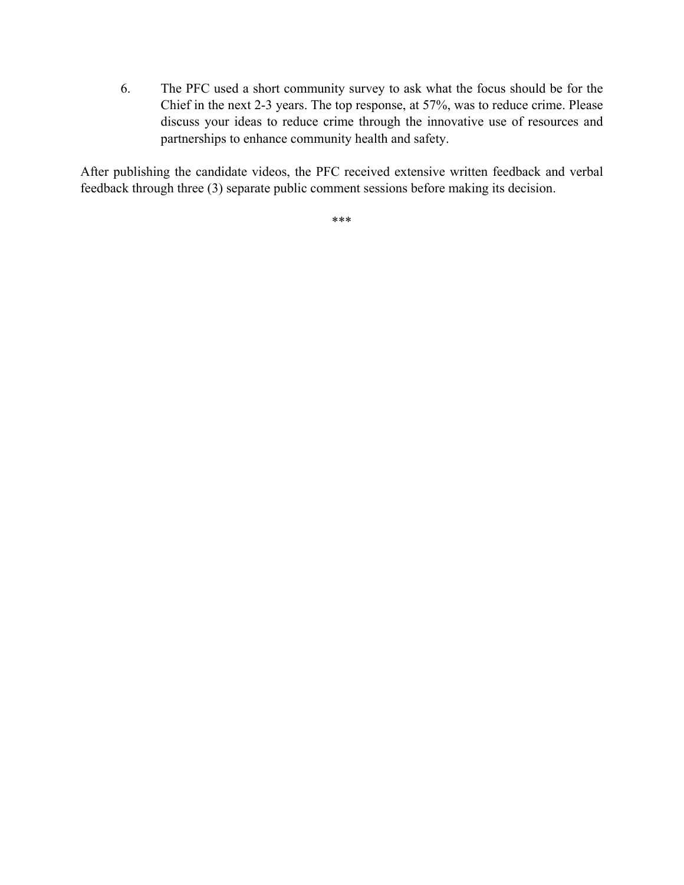6. The PFC used a short community survey to ask what the focus should be for the Chief in the next 2-3 years. The top response, at 57%, was to reduce crime. Please discuss your ideas to reduce crime through the innovative use of resources and partnerships to enhance community health and safety.

After publishing the candidate videos, the PFC received extensive written feedback and verbal feedback through three (3) separate public comment sessions before making its decision.

***